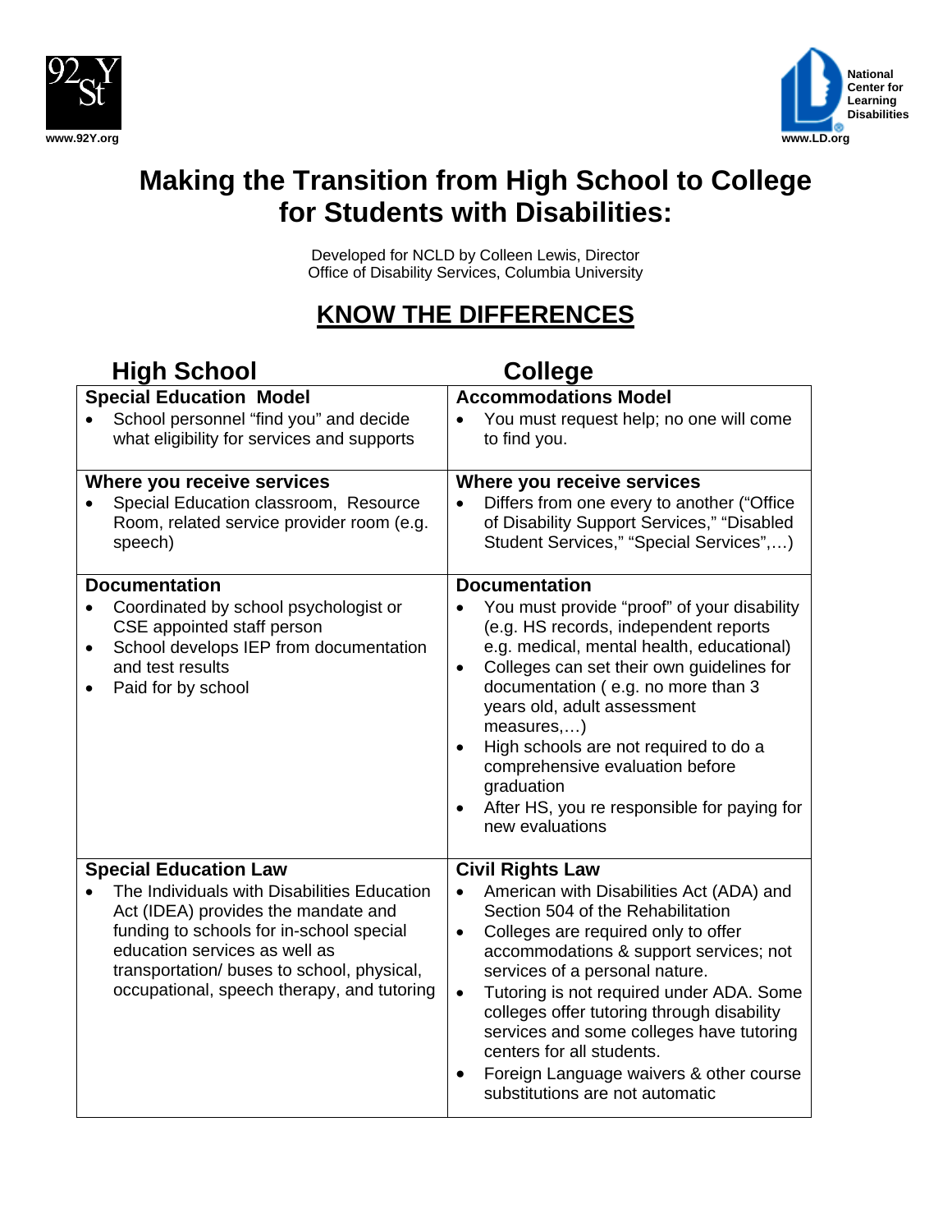www.92Y.org

National Center for Learning Disabilities
www.LD.org

# Making the Transition from High School to College for Students with Disabilities:

Developed for NCLD by Colleen Lewis, Director
Office of Disability Services, Columbia University

## KNOW THE DIFFERENCES

| High School | College |
|---|---|
| **Special Education Model**<br>• School personnel "find you" and decide what eligibility for services and supports | **Accommodations Model**<br>• You must request help; no one will come to find you. |
| **Where you receive services**<br>• Special Education classroom, Resource Room, related service provider room (e.g. speech) | **Where you receive services**<br>• Differs from one every to another ("Office of Disability Support Services," "Disabled Student Services," "Special Services",…) |
| **Documentation**<br>• Coordinated by school psychologist or CSE appointed staff person<br>• School develops IEP from documentation and test results<br>• Paid for by school | **Documentation**<br>• You must provide "proof" of your disability (e.g. HS records, independent reports e.g. medical, mental health, educational)<br>• Colleges can set their own guidelines for documentation ( e.g. no more than 3 years old, adult assessment measures,…)<br>• High schools are not required to do a comprehensive evaluation before graduation<br>• After HS, you re responsible for paying for new evaluations |
| **Special Education Law**<br>• The Individuals with Disabilities Education Act (IDEA) provides the mandate and funding to schools for in-school special education services as well as transportation/ buses to school, physical, occupational, speech therapy, and tutoring | **Civil Rights Law**<br>• American with Disabilities Act (ADA) and Section 504 of the Rehabilitation<br>• Colleges are required only to offer accommodations & support services; not services of a personal nature.<br>• Tutoring is not required under ADA. Some colleges offer tutoring through disability services and some colleges have tutoring centers for all students.<br>• Foreign Language waivers & other course substitutions are not automatic |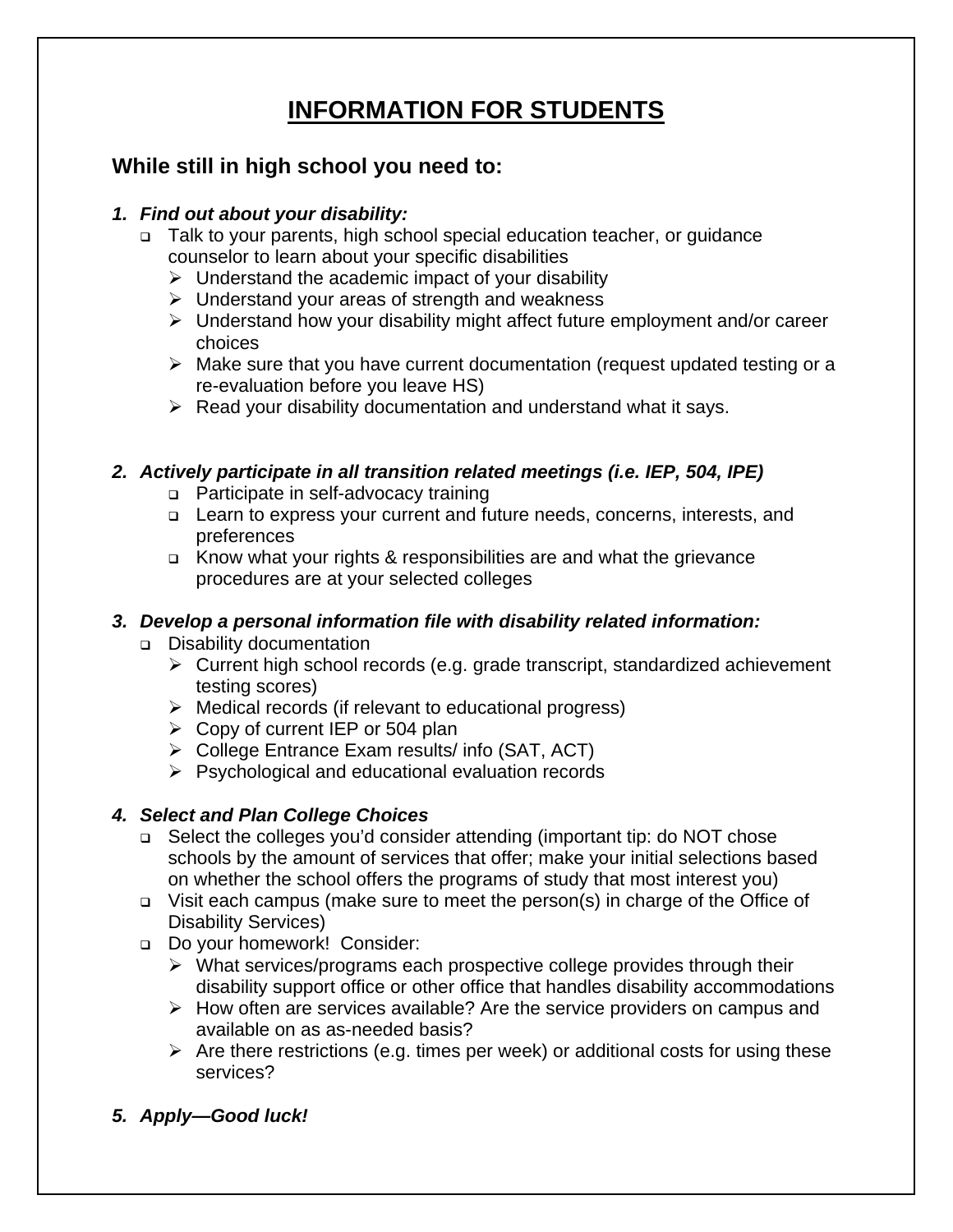# INFORMATION FOR STUDENTS

## While still in high school you need to:

1. ***Find out about your disability:***
   - Talk to your parents, high school special education teacher, or guidance counselor to learn about your specific disabilities
     - Understand the academic impact of your disability
     - Understand your areas of strength and weakness
     - Understand how your disability might affect future employment and/or career choices
     - Make sure that you have current documentation (request updated testing or a re-evaluation before you leave HS)
     - Read your disability documentation and understand what it says.

2. ***Actively participate in all transition related meetings (i.e. IEP, 504, IPE)***
   - Participate in self-advocacy training
   - Learn to express your current and future needs, concerns, interests, and preferences
   - Know what your rights & responsibilities are and what the grievance procedures are at your selected colleges

3. ***Develop a personal information file with disability related information:***
   - Disability documentation
     - Current high school records (e.g. grade transcript, standardized achievement testing scores)
     - Medical records (if relevant to educational progress)
     - Copy of current IEP or 504 plan
     - College Entrance Exam results/ info (SAT, ACT)
     - Psychological and educational evaluation records

4. ***Select and Plan College Choices***
   - Select the colleges you'd consider attending (important tip: do NOT chose schools by the amount of services that offer; make your initial selections based on whether the school offers the programs of study that most interest you)
   - Visit each campus (make sure to meet the person(s) in charge of the Office of Disability Services)
   - Do your homework! Consider:
     - What services/programs each prospective college provides through their disability support office or other office that handles disability accommodations
     - How often are services available? Are the service providers on campus and available on as as-needed basis?
     - Are there restrictions (e.g. times per week) or additional costs for using these services?

5. ***Apply—Good luck!***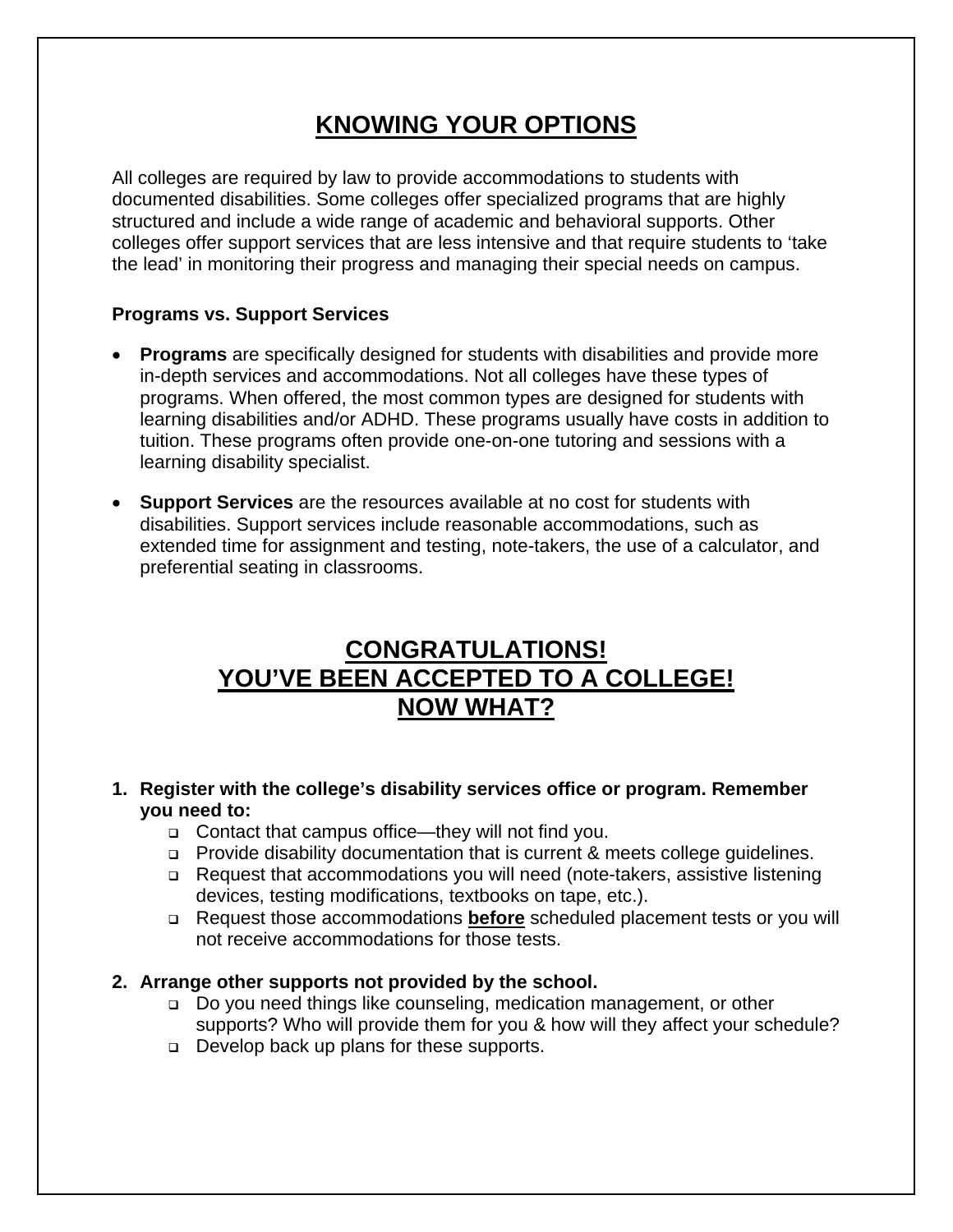# KNOWING YOUR OPTIONS

All colleges are required by law to provide accommodations to students with documented disabilities. Some colleges offer specialized programs that are highly structured and include a wide range of academic and behavioral supports. Other colleges offer support services that are less intensive and that require students to 'take the lead' in monitoring their progress and managing their special needs on campus.

**Programs vs. Support Services**

- **Programs** are specifically designed for students with disabilities and provide more in-depth services and accommodations. Not all colleges have these types of programs. When offered, the most common types are designed for students with learning disabilities and/or ADHD. These programs usually have costs in addition to tuition. These programs often provide one-on-one tutoring and sessions with a learning disability specialist.

- **Support Services** are the resources available at no cost for students with disabilities. Support services include reasonable accommodations, such as extended time for assignment and testing, note-takers, the use of a calculator, and preferential seating in classrooms.

# CONGRATULATIONS! YOU'VE BEEN ACCEPTED TO A COLLEGE! NOW WHAT?

1. **Register with the college's disability services office or program. Remember you need to:**
   - Contact that campus office—they will not find you.
   - Provide disability documentation that is current & meets college guidelines.
   - Request that accommodations you will need (note-takers, assistive listening devices, testing modifications, textbooks on tape, etc.).
   - Request those accommodations **before** scheduled placement tests or you will not receive accommodations for those tests.

2. **Arrange other supports not provided by the school.**
   - Do you need things like counseling, medication management, or other supports? Who will provide them for you & how will they affect your schedule?
   - Develop back up plans for these supports.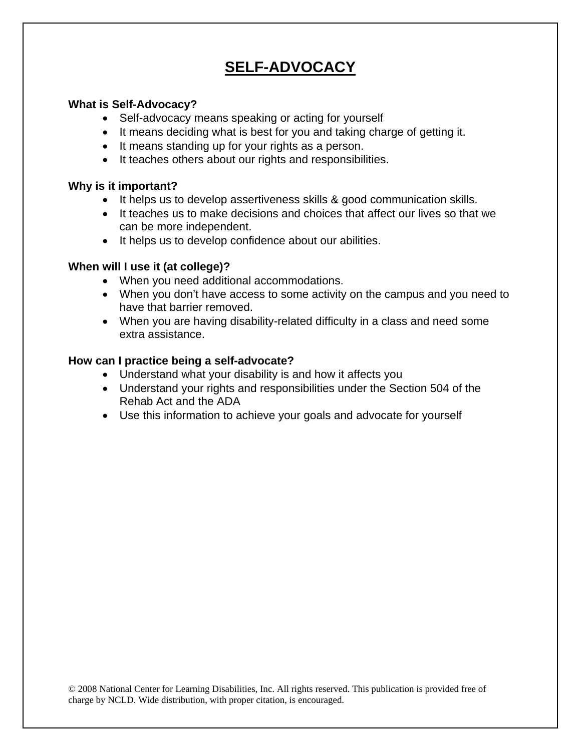# SELF-ADVOCACY

**What is Self-Advocacy?**

- Self-advocacy means speaking or acting for yourself
- It means deciding what is best for you and taking charge of getting it.
- It means standing up for your rights as a person.
- It teaches others about our rights and responsibilities.

**Why is it important?**

- It helps us to develop assertiveness skills & good communication skills.
- It teaches us to make decisions and choices that affect our lives so that we can be more independent.
- It helps us to develop confidence about our abilities.

**When will I use it (at college)?**

- When you need additional accommodations.
- When you don't have access to some activity on the campus and you need to have that barrier removed.
- When you are having disability-related difficulty in a class and need some extra assistance.

**How can I practice being a self-advocate?**

- Understand what your disability is and how it affects you
- Understand your rights and responsibilities under the Section 504 of the Rehab Act and the ADA
- Use this information to achieve your goals and advocate for yourself

© 2008 National Center for Learning Disabilities, Inc. All rights reserved. This publication is provided free of charge by NCLD. Wide distribution, with proper citation, is encouraged.